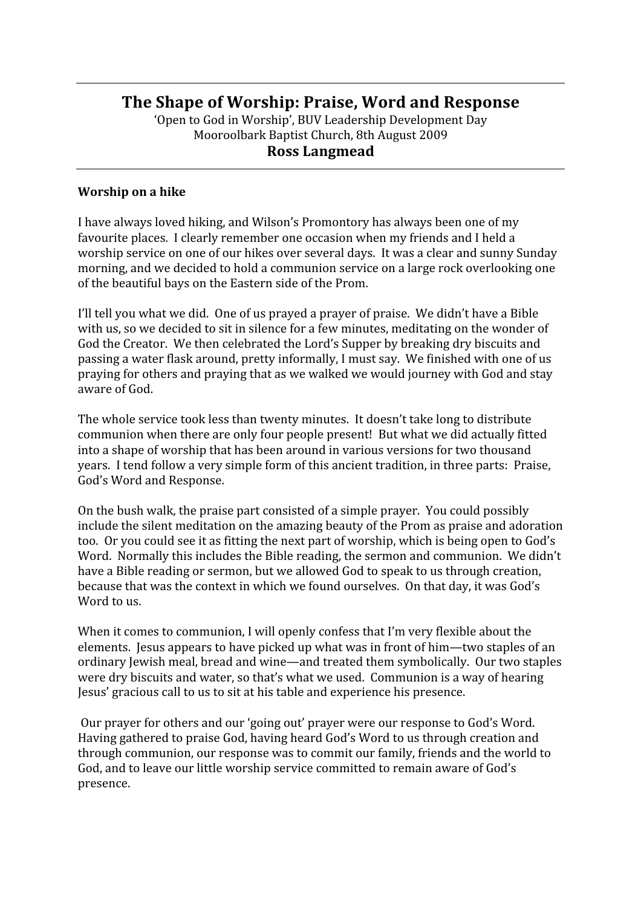# The Shape of Worship: Praise, Word and Response

'Open to God in Worship', BUV Leadership Development Day
Mooroolbark Baptist Church, 8th August 2009

## Ross Langmead

---

**Worship on a hike**

I have always loved hiking, and Wilson's Promontory has always been one of my favourite places. I clearly remember one occasion when my friends and I held a worship service on one of our hikes over several days. It was a clear and sunny Sunday morning, and we decided to hold a communion service on a large rock overlooking one of the beautiful bays on the Eastern side of the Prom.

I'll tell you what we did. One of us prayed a prayer of praise. We didn't have a Bible with us, so we decided to sit in silence for a few minutes, meditating on the wonder of God the Creator. We then celebrated the Lord's Supper by breaking dry biscuits and passing a water flask around, pretty informally, I must say. We finished with one of us praying for others and praying that as we walked we would journey with God and stay aware of God.

The whole service took less than twenty minutes. It doesn't take long to distribute communion when there are only four people present! But what we did actually fitted into a shape of worship that has been around in various versions for two thousand years. I tend follow a very simple form of this ancient tradition, in three parts: Praise, God's Word and Response.

On the bush walk, the praise part consisted of a simple prayer. You could possibly include the silent meditation on the amazing beauty of the Prom as praise and adoration too. Or you could see it as fitting the next part of worship, which is being open to God's Word. Normally this includes the Bible reading, the sermon and communion. We didn't have a Bible reading or sermon, but we allowed God to speak to us through creation, because that was the context in which we found ourselves. On that day, it was God's Word to us.

When it comes to communion, I will openly confess that I'm very flexible about the elements. Jesus appears to have picked up what was in front of him—two staples of an ordinary Jewish meal, bread and wine—and treated them symbolically. Our two staples were dry biscuits and water, so that's what we used. Communion is a way of hearing Jesus' gracious call to us to sit at his table and experience his presence.

Our prayer for others and our 'going out' prayer were our response to God's Word. Having gathered to praise God, having heard God's Word to us through creation and through communion, our response was to commit our family, friends and the world to God, and to leave our little worship service committed to remain aware of God's presence.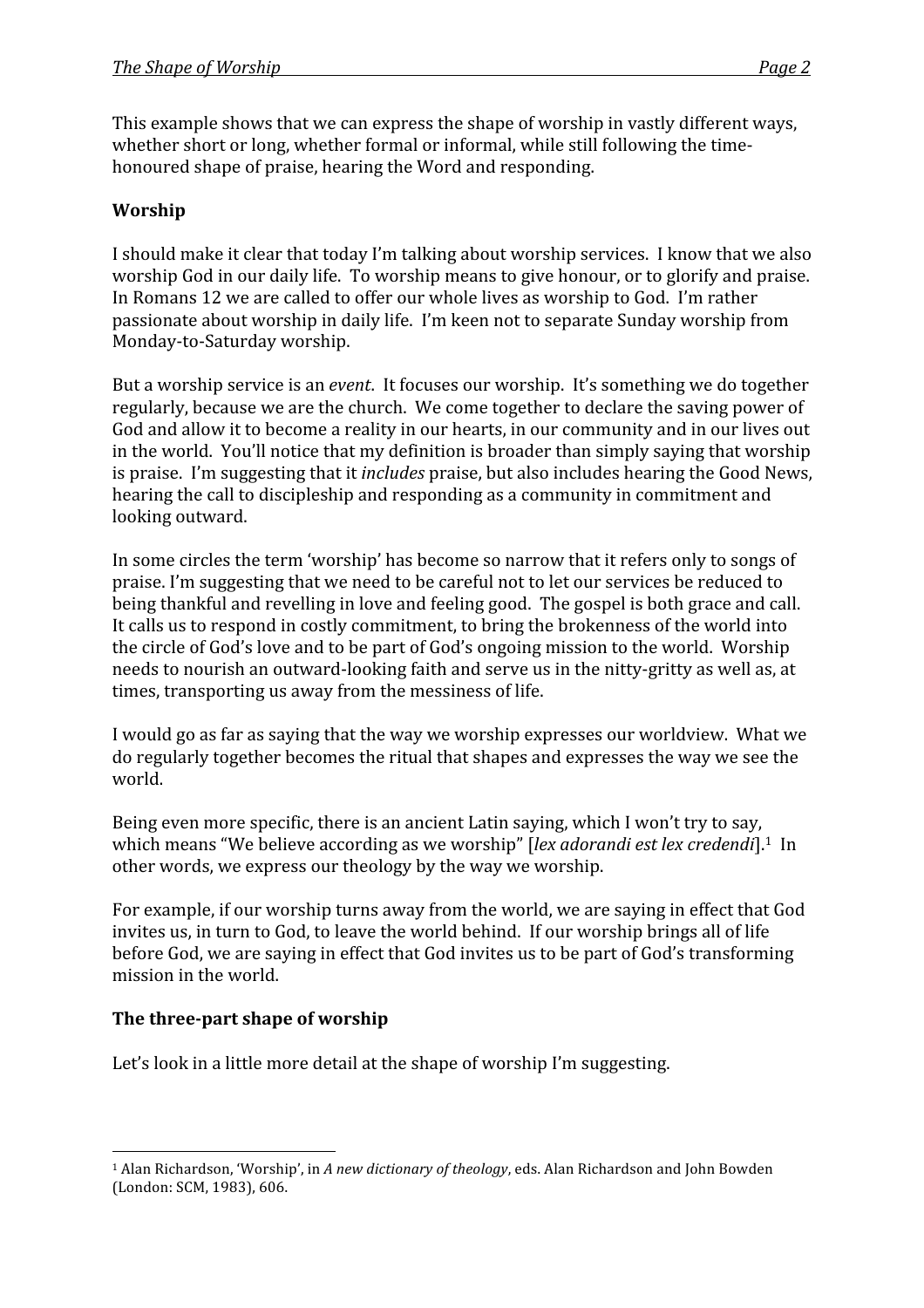This example shows that we can express the shape of worship in vastly different ways, whether short or long, whether formal or informal, while still following the time-honoured shape of praise, hearing the Word and responding.

## Worship

I should make it clear that today I'm talking about worship services. I know that we also worship God in our daily life. To worship means to give honour, or to glorify and praise. In Romans 12 we are called to offer our whole lives as worship to God. I'm rather passionate about worship in daily life. I'm keen not to separate Sunday worship from Monday-to-Saturday worship.

But a worship service is an *event*. It focuses our worship. It's something we do together regularly, because we are the church. We come together to declare the saving power of God and allow it to become a reality in our hearts, in our community and in our lives out in the world. You'll notice that my definition is broader than simply saying that worship is praise. I'm suggesting that it *includes* praise, but also includes hearing the Good News, hearing the call to discipleship and responding as a community in commitment and looking outward.

In some circles the term 'worship' has become so narrow that it refers only to songs of praise. I'm suggesting that we need to be careful not to let our services be reduced to being thankful and revelling in love and feeling good. The gospel is both grace and call. It calls us to respond in costly commitment, to bring the brokenness of the world into the circle of God's love and to be part of God's ongoing mission to the world. Worship needs to nourish an outward-looking faith and serve us in the nitty-gritty as well as, at times, transporting us away from the messiness of life.

I would go as far as saying that the way we worship expresses our worldview. What we do regularly together becomes the ritual that shapes and expresses the way we see the world.

Being even more specific, there is an ancient Latin saying, which I won't try to say, which means "We believe according as we worship" [*lex adorandi est lex credendi*].[1] In other words, we express our theology by the way we worship.

For example, if our worship turns away from the world, we are saying in effect that God invites us, in turn to God, to leave the world behind. If our worship brings all of life before God, we are saying in effect that God invites us to be part of God's transforming mission in the world.

## The three-part shape of worship

Let's look in a little more detail at the shape of worship I'm suggesting.

---

[1] Alan Richardson, 'Worship', in *A new dictionary of theology*, eds. Alan Richardson and John Bowden (London: SCM, 1983), 606.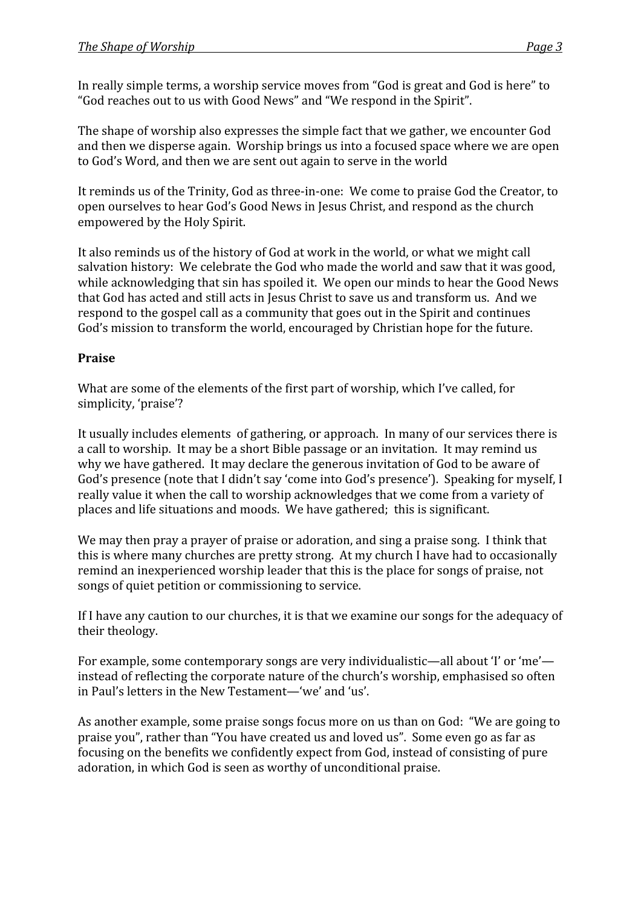In really simple terms, a worship service moves from "God is great and God is here" to "God reaches out to us with Good News" and "We respond in the Spirit".

The shape of worship also expresses the simple fact that we gather, we encounter God and then we disperse again. Worship brings us into a focused space where we are open to God's Word, and then we are sent out again to serve in the world

It reminds us of the Trinity, God as three-in-one: We come to praise God the Creator, to open ourselves to hear God's Good News in Jesus Christ, and respond as the church empowered by the Holy Spirit.

It also reminds us of the history of God at work in the world, or what we might call salvation history: We celebrate the God who made the world and saw that it was good, while acknowledging that sin has spoiled it. We open our minds to hear the Good News that God has acted and still acts in Jesus Christ to save us and transform us. And we respond to the gospel call as a community that goes out in the Spirit and continues God's mission to transform the world, encouraged by Christian hope for the future.

**Praise**

What are some of the elements of the first part of worship, which I've called, for simplicity, 'praise'?

It usually includes elements of gathering, or approach. In many of our services there is a call to worship. It may be a short Bible passage or an invitation. It may remind us why we have gathered. It may declare the generous invitation of God to be aware of God's presence (note that I didn't say 'come into God's presence'). Speaking for myself, I really value it when the call to worship acknowledges that we come from a variety of places and life situations and moods. We have gathered; this is significant.

We may then pray a prayer of praise or adoration, and sing a praise song. I think that this is where many churches are pretty strong. At my church I have had to occasionally remind an inexperienced worship leader that this is the place for songs of praise, not songs of quiet petition or commissioning to service.

If I have any caution to our churches, it is that we examine our songs for the adequacy of their theology.

For example, some contemporary songs are very individualistic—all about 'I' or 'me'—instead of reflecting the corporate nature of the church's worship, emphasised so often in Paul's letters in the New Testament—'we' and 'us'.

As another example, some praise songs focus more on us than on God: "We are going to praise you", rather than "You have created us and loved us". Some even go as far as focusing on the benefits we confidently expect from God, instead of consisting of pure adoration, in which God is seen as worthy of unconditional praise.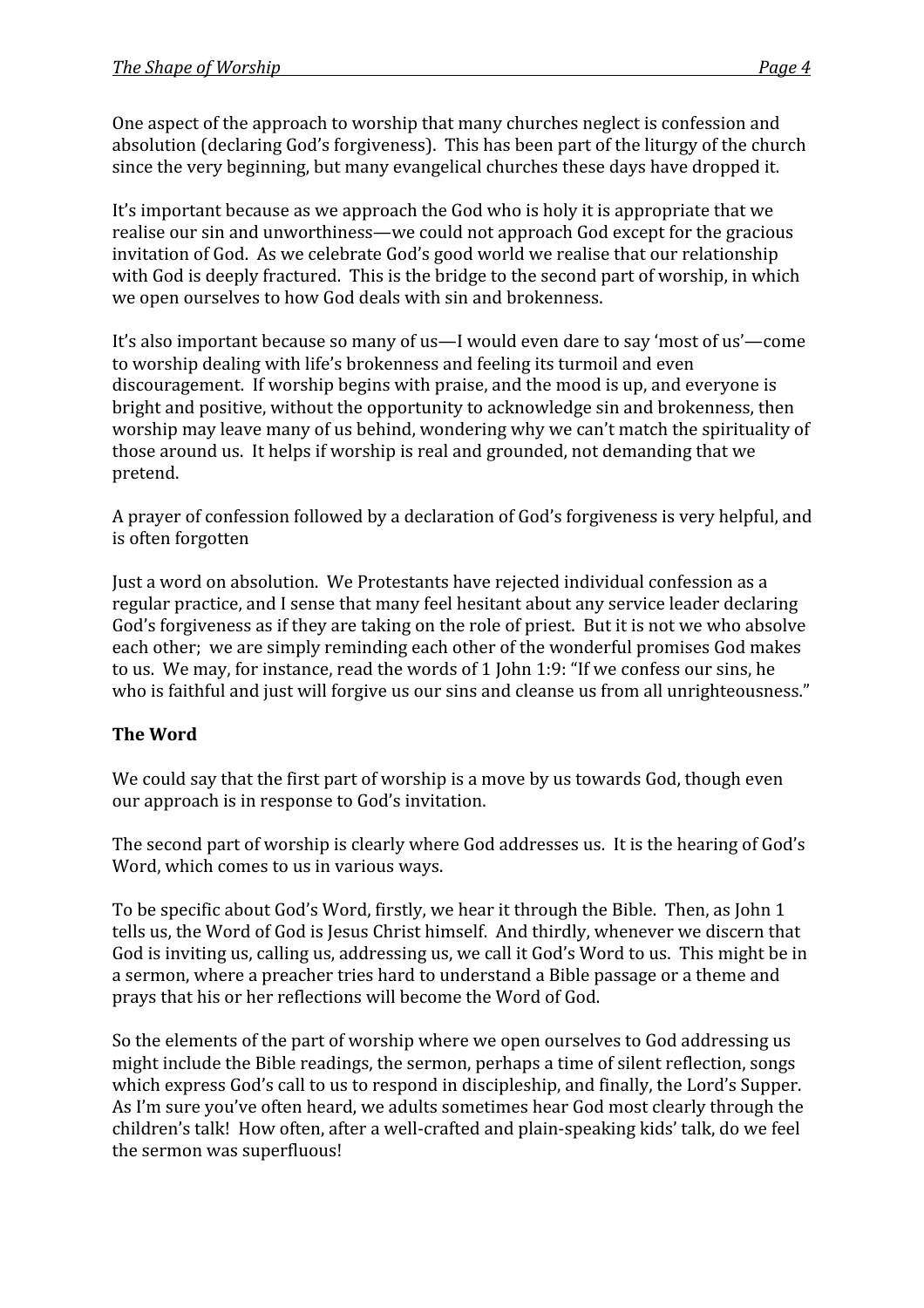One aspect of the approach to worship that many churches neglect is confession and absolution (declaring God's forgiveness). This has been part of the liturgy of the church since the very beginning, but many evangelical churches these days have dropped it.

It's important because as we approach the God who is holy it is appropriate that we realise our sin and unworthiness—we could not approach God except for the gracious invitation of God. As we celebrate God's good world we realise that our relationship with God is deeply fractured. This is the bridge to the second part of worship, in which we open ourselves to how God deals with sin and brokenness.

It's also important because so many of us—I would even dare to say 'most of us'—come to worship dealing with life's brokenness and feeling its turmoil and even discouragement. If worship begins with praise, and the mood is up, and everyone is bright and positive, without the opportunity to acknowledge sin and brokenness, then worship may leave many of us behind, wondering why we can't match the spirituality of those around us. It helps if worship is real and grounded, not demanding that we pretend.

A prayer of confession followed by a declaration of God's forgiveness is very helpful, and is often forgotten

Just a word on absolution. We Protestants have rejected individual confession as a regular practice, and I sense that many feel hesitant about any service leader declaring God's forgiveness as if they are taking on the role of priest. But it is not we who absolve each other; we are simply reminding each other of the wonderful promises God makes to us. We may, for instance, read the words of 1 John 1:9: "If we confess our sins, he who is faithful and just will forgive us our sins and cleanse us from all unrighteousness."

**The Word**

We could say that the first part of worship is a move by us towards God, though even our approach is in response to God's invitation.

The second part of worship is clearly where God addresses us. It is the hearing of God's Word, which comes to us in various ways.

To be specific about God's Word, firstly, we hear it through the Bible. Then, as John 1 tells us, the Word of God is Jesus Christ himself. And thirdly, whenever we discern that God is inviting us, calling us, addressing us, we call it God's Word to us. This might be in a sermon, where a preacher tries hard to understand a Bible passage or a theme and prays that his or her reflections will become the Word of God.

So the elements of the part of worship where we open ourselves to God addressing us might include the Bible readings, the sermon, perhaps a time of silent reflection, songs which express God's call to us to respond in discipleship, and finally, the Lord's Supper. As I'm sure you've often heard, we adults sometimes hear God most clearly through the children's talk! How often, after a well-crafted and plain-speaking kids' talk, do we feel the sermon was superfluous!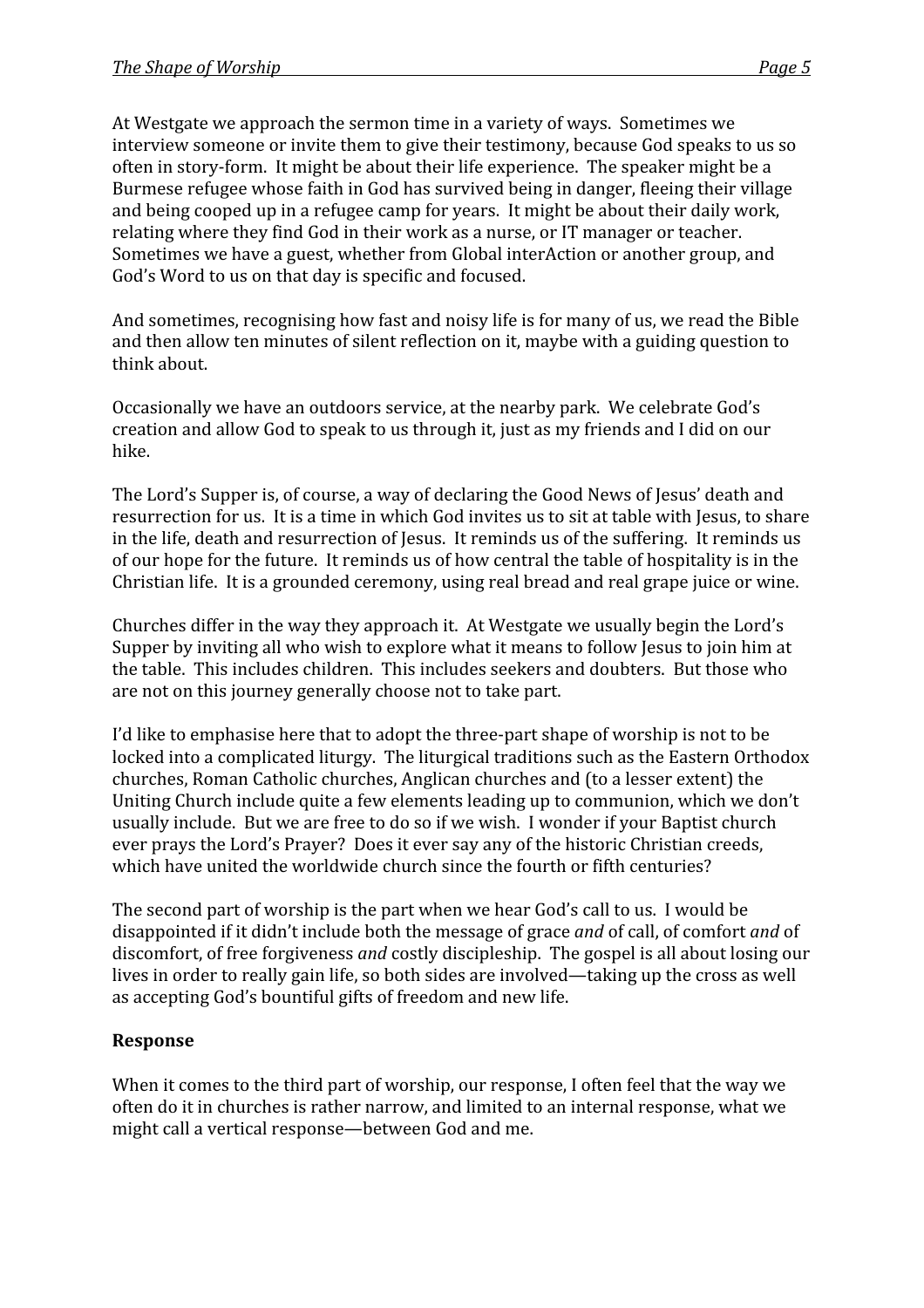At Westgate we approach the sermon time in a variety of ways. Sometimes we interview someone or invite them to give their testimony, because God speaks to us so often in story-form. It might be about their life experience. The speaker might be a Burmese refugee whose faith in God has survived being in danger, fleeing their village and being cooped up in a refugee camp for years. It might be about their daily work, relating where they find God in their work as a nurse, or IT manager or teacher. Sometimes we have a guest, whether from Global interAction or another group, and God's Word to us on that day is specific and focused.

And sometimes, recognising how fast and noisy life is for many of us, we read the Bible and then allow ten minutes of silent reflection on it, maybe with a guiding question to think about.

Occasionally we have an outdoors service, at the nearby park. We celebrate God's creation and allow God to speak to us through it, just as my friends and I did on our hike.

The Lord's Supper is, of course, a way of declaring the Good News of Jesus' death and resurrection for us. It is a time in which God invites us to sit at table with Jesus, to share in the life, death and resurrection of Jesus. It reminds us of the suffering. It reminds us of our hope for the future. It reminds us of how central the table of hospitality is in the Christian life. It is a grounded ceremony, using real bread and real grape juice or wine.

Churches differ in the way they approach it. At Westgate we usually begin the Lord's Supper by inviting all who wish to explore what it means to follow Jesus to join him at the table. This includes children. This includes seekers and doubters. But those who are not on this journey generally choose not to take part.

I'd like to emphasise here that to adopt the three-part shape of worship is not to be locked into a complicated liturgy. The liturgical traditions such as the Eastern Orthodox churches, Roman Catholic churches, Anglican churches and (to a lesser extent) the Uniting Church include quite a few elements leading up to communion, which we don't usually include. But we are free to do so if we wish. I wonder if your Baptist church ever prays the Lord's Prayer? Does it ever say any of the historic Christian creeds, which have united the worldwide church since the fourth or fifth centuries?

The second part of worship is the part when we hear God's call to us. I would be disappointed if it didn't include both the message of grace *and* of call, of comfort *and* of discomfort, of free forgiveness *and* costly discipleship. The gospel is all about losing our lives in order to really gain life, so both sides are involved—taking up the cross as well as accepting God's bountiful gifts of freedom and new life.

**Response**

When it comes to the third part of worship, our response, I often feel that the way we often do it in churches is rather narrow, and limited to an internal response, what we might call a vertical response—between God and me.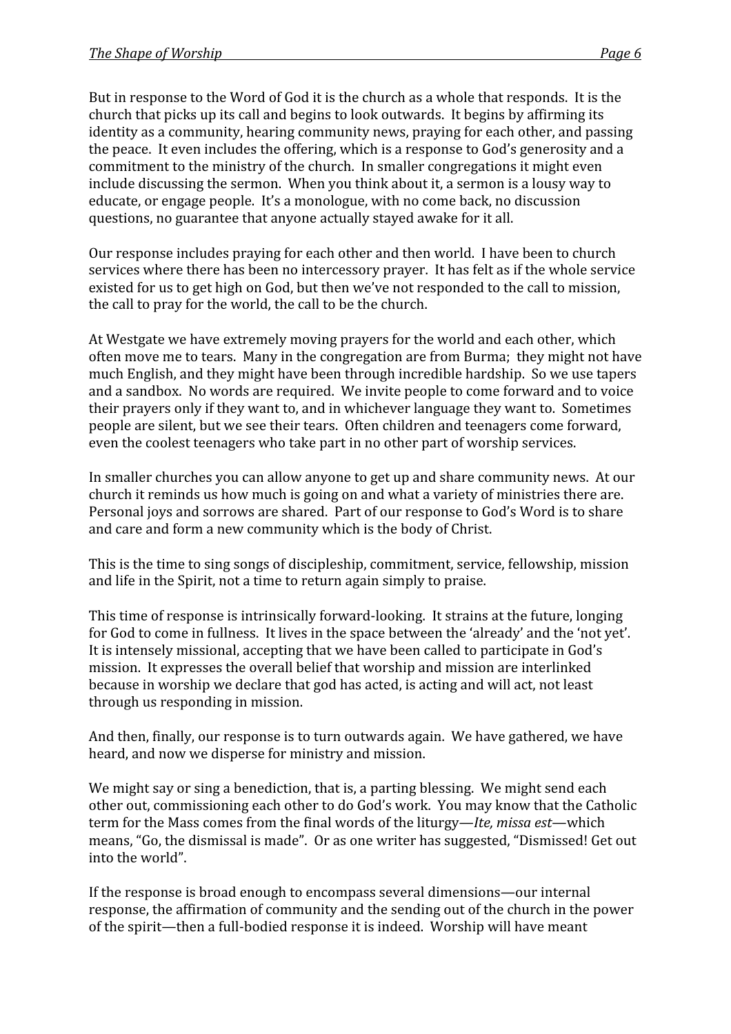But in response to the Word of God it is the church as a whole that responds. It is the church that picks up its call and begins to look outwards. It begins by affirming its identity as a community, hearing community news, praying for each other, and passing the peace. It even includes the offering, which is a response to God's generosity and a commitment to the ministry of the church. In smaller congregations it might even include discussing the sermon. When you think about it, a sermon is a lousy way to educate, or engage people. It's a monologue, with no come back, no discussion questions, no guarantee that anyone actually stayed awake for it all.

Our response includes praying for each other and then world. I have been to church services where there has been no intercessory prayer. It has felt as if the whole service existed for us to get high on God, but then we've not responded to the call to mission, the call to pray for the world, the call to be the church.

At Westgate we have extremely moving prayers for the world and each other, which often move me to tears. Many in the congregation are from Burma; they might not have much English, and they might have been through incredible hardship. So we use tapers and a sandbox. No words are required. We invite people to come forward and to voice their prayers only if they want to, and in whichever language they want to. Sometimes people are silent, but we see their tears. Often children and teenagers come forward, even the coolest teenagers who take part in no other part of worship services.

In smaller churches you can allow anyone to get up and share community news. At our church it reminds us how much is going on and what a variety of ministries there are. Personal joys and sorrows are shared. Part of our response to God's Word is to share and care and form a new community which is the body of Christ.

This is the time to sing songs of discipleship, commitment, service, fellowship, mission and life in the Spirit, not a time to return again simply to praise.

This time of response is intrinsically forward-looking. It strains at the future, longing for God to come in fullness. It lives in the space between the 'already' and the 'not yet'. It is intensely missional, accepting that we have been called to participate in God's mission. It expresses the overall belief that worship and mission are interlinked because in worship we declare that god has acted, is acting and will act, not least through us responding in mission.

And then, finally, our response is to turn outwards again. We have gathered, we have heard, and now we disperse for ministry and mission.

We might say or sing a benediction, that is, a parting blessing. We might send each other out, commissioning each other to do God's work. You may know that the Catholic term for the Mass comes from the final words of the liturgy—*Ite, missa est*—which means, "Go, the dismissal is made". Or as one writer has suggested, "Dismissed! Get out into the world".

If the response is broad enough to encompass several dimensions—our internal response, the affirmation of community and the sending out of the church in the power of the spirit—then a full-bodied response it is indeed. Worship will have meant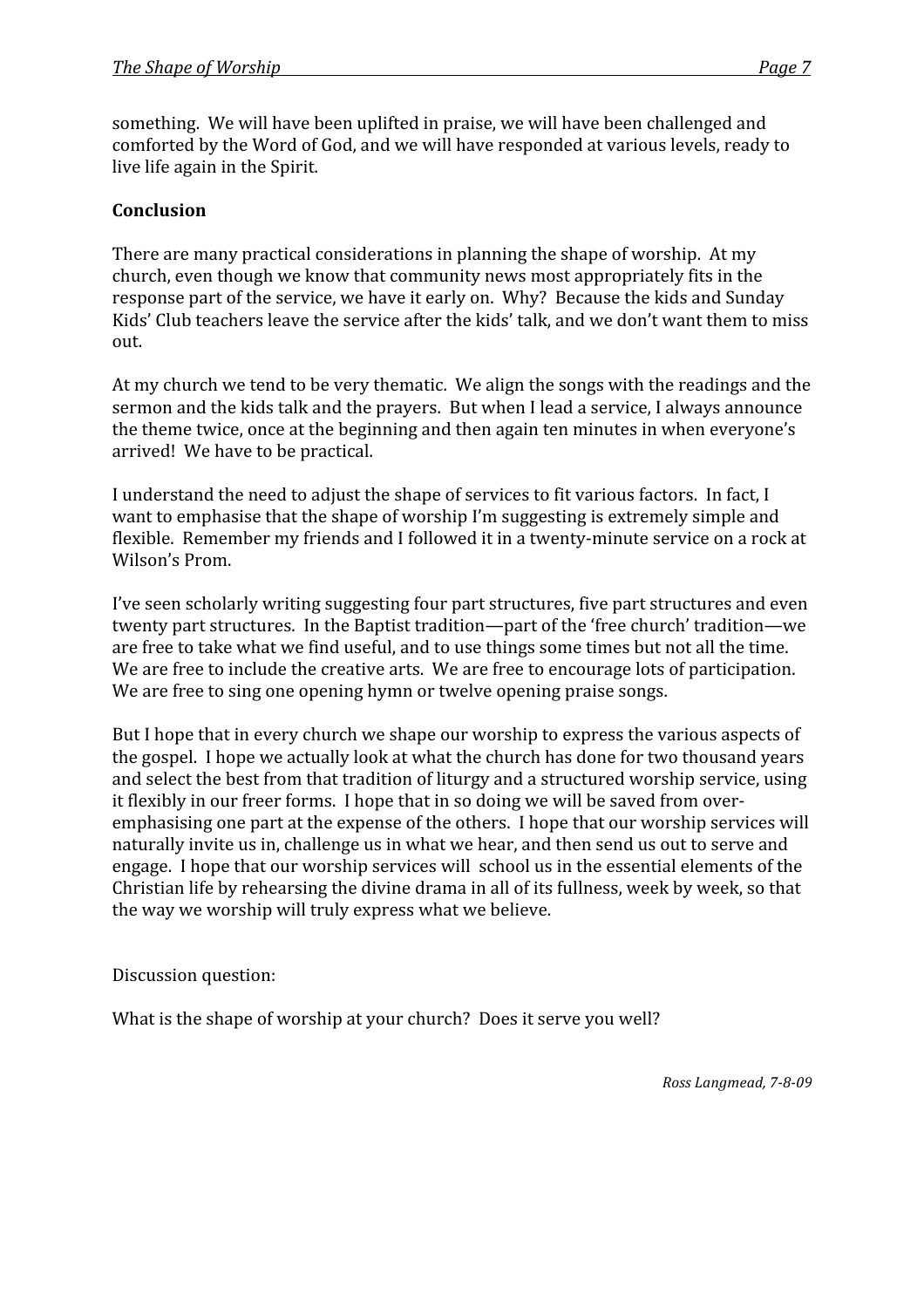something. We will have been uplifted in praise, we will have been challenged and comforted by the Word of God, and we will have responded at various levels, ready to live life again in the Spirit.

**Conclusion**

There are many practical considerations in planning the shape of worship. At my church, even though we know that community news most appropriately fits in the response part of the service, we have it early on. Why? Because the kids and Sunday Kids' Club teachers leave the service after the kids' talk, and we don't want them to miss out.

At my church we tend to be very thematic. We align the songs with the readings and the sermon and the kids talk and the prayers. But when I lead a service, I always announce the theme twice, once at the beginning and then again ten minutes in when everyone's arrived! We have to be practical.

I understand the need to adjust the shape of services to fit various factors. In fact, I want to emphasise that the shape of worship I'm suggesting is extremely simple and flexible. Remember my friends and I followed it in a twenty-minute service on a rock at Wilson's Prom.

I've seen scholarly writing suggesting four part structures, five part structures and even twenty part structures. In the Baptist tradition—part of the 'free church' tradition—we are free to take what we find useful, and to use things some times but not all the time. We are free to include the creative arts. We are free to encourage lots of participation. We are free to sing one opening hymn or twelve opening praise songs.

But I hope that in every church we shape our worship to express the various aspects of the gospel. I hope we actually look at what the church has done for two thousand years and select the best from that tradition of liturgy and a structured worship service, using it flexibly in our freer forms. I hope that in so doing we will be saved from over-emphasising one part at the expense of the others. I hope that our worship services will naturally invite us in, challenge us in what we hear, and then send us out to serve and engage. I hope that our worship services will school us in the essential elements of the Christian life by rehearsing the divine drama in all of its fullness, week by week, so that the way we worship will truly express what we believe.

Discussion question:

What is the shape of worship at your church? Does it serve you well?

*Ross Langmead, 7-8-09*